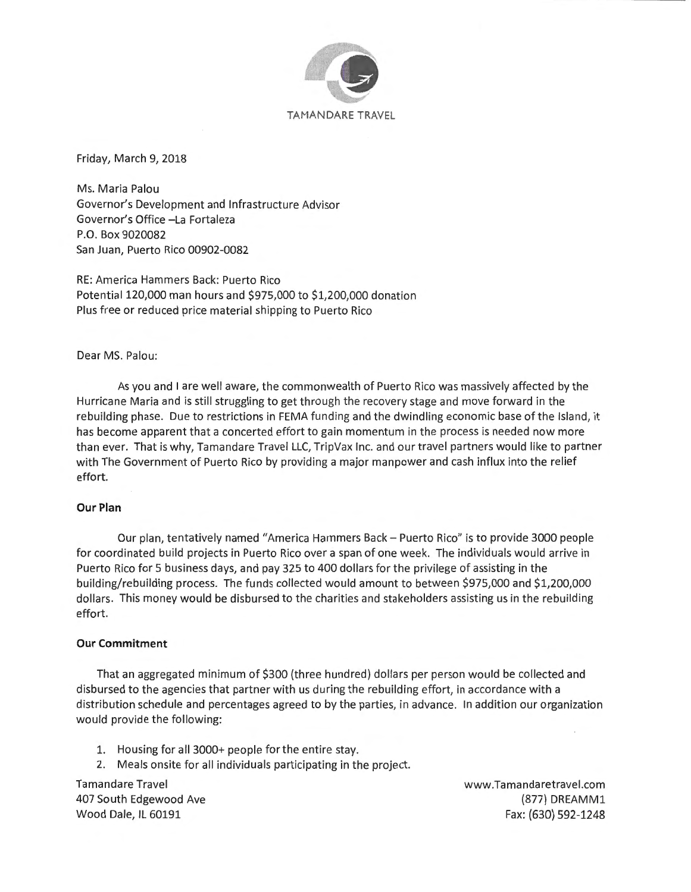TAMANDARE TRAVEL

Friday, March 9, 2018

Ms. Maria Palou
Governor's Development and Infrastructure Advisor
Governor's Office –La Fortaleza
P.O. Box 9020082
San Juan, Puerto Rico 00902-0082

RE: America Hammers Back: Puerto Rico
Potential 120,000 man hours and $975,000 to $1,200,000 donation
Plus free or reduced price material shipping to Puerto Rico

Dear MS. Palou:

As you and I are well aware, the commonwealth of Puerto Rico was massively affected by the Hurricane Maria and is still struggling to get through the recovery stage and move forward in the rebuilding phase. Due to restrictions in FEMA funding and the dwindling economic base of the Island, it has become apparent that a concerted effort to gain momentum in the process is needed now more than ever. That is why, Tamandare Travel LLC, TripVax Inc. and our travel partners would like to partner with The Government of Puerto Rico by providing a major manpower and cash influx into the relief effort.

**Our Plan**

Our plan, tentatively named "America Hammers Back – Puerto Rico" is to provide 3000 people for coordinated build projects in Puerto Rico over a span of one week. The individuals would arrive in Puerto Rico for 5 business days, and pay 325 to 400 dollars for the privilege of assisting in the building/rebuilding process. The funds collected would amount to between $975,000 and $1,200,000 dollars. This money would be disbursed to the charities and stakeholders assisting us in the rebuilding effort.

**Our Commitment**

That an aggregated minimum of $300 (three hundred) dollars per person would be collected and disbursed to the agencies that partner with us during the rebuilding effort, in accordance with a distribution schedule and percentages agreed to by the parties, in advance. In addition our organization would provide the following:

1. Housing for all 3000+ people for the entire stay.
2. Meals onsite for all individuals participating in the project.

Tamandare Travel
407 South Edgewood Ave
Wood Dale, IL 60191

www.Tamandaretravel.com
(877) DREAMM1
Fax: (630) 592-1248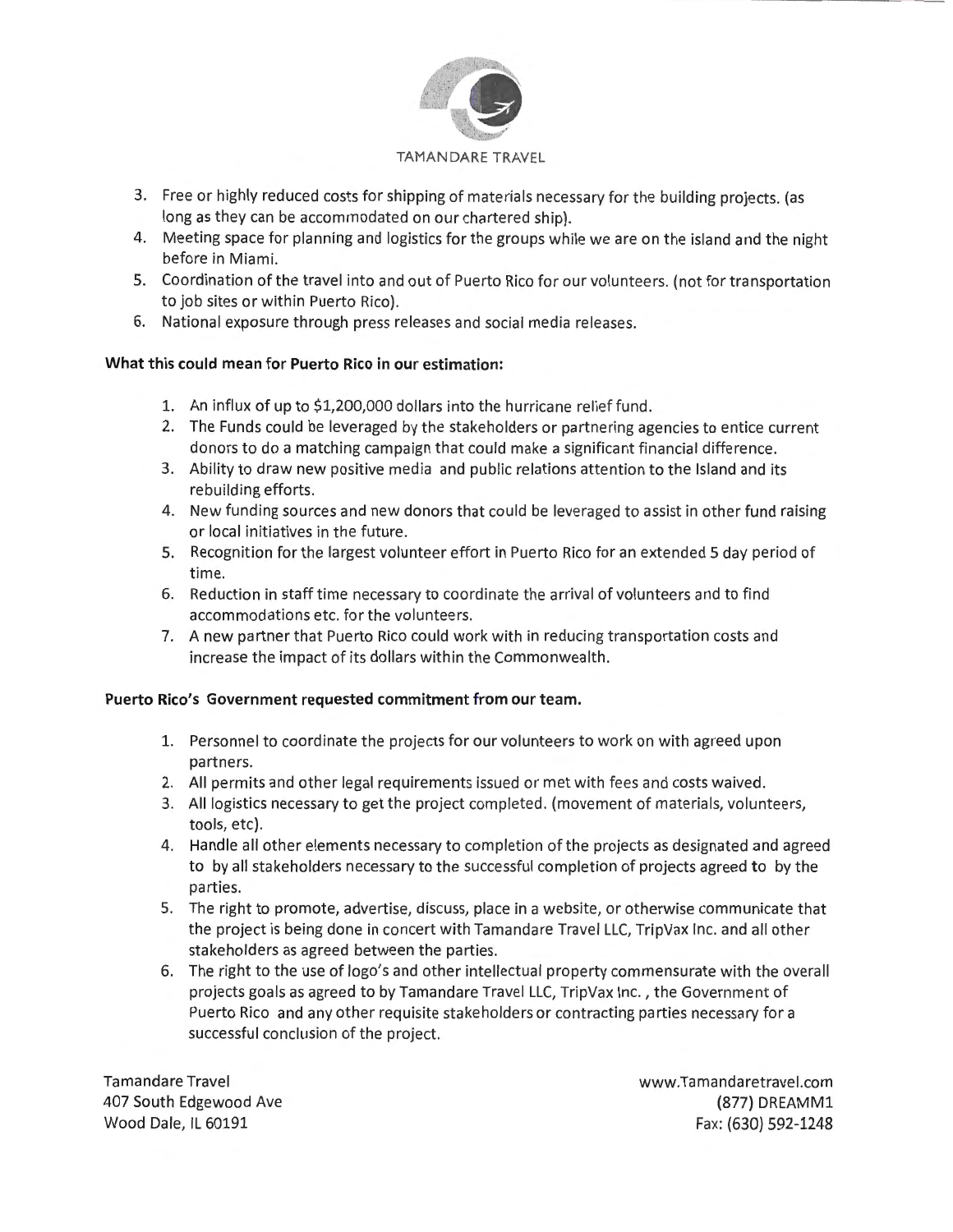3. Free or highly reduced costs for shipping of materials necessary for the building projects. (as long as they can be accommodated on our chartered ship).
4. Meeting space for planning and logistics for the groups while we are on the island and the night before in Miami.
5. Coordination of the travel into and out of Puerto Rico for our volunteers. (not for transportation to job sites or within Puerto Rico).
6. National exposure through press releases and social media releases.

**What this could mean for Puerto Rico in our estimation:**

1. An influx of up to $1,200,000 dollars into the hurricane relief fund.
2. The Funds could be leveraged by the stakeholders or partnering agencies to entice current donors to do a matching campaign that could make a significant financial difference.
3. Ability to draw new positive media and public relations attention to the Island and its rebuilding efforts.
4. New funding sources and new donors that could be leveraged to assist in other fund raising or local initiatives in the future.
5. Recognition for the largest volunteer effort in Puerto Rico for an extended 5 day period of time.
6. Reduction in staff time necessary to coordinate the arrival of volunteers and to find accommodations etc. for the volunteers.
7. A new partner that Puerto Rico could work with in reducing transportation costs and increase the impact of its dollars within the Commonwealth.

**Puerto Rico's Government requested commitment from our team.**

1. Personnel to coordinate the projects for our volunteers to work on with agreed upon partners.
2. All permits and other legal requirements issued or met with fees and costs waived.
3. All logistics necessary to get the project completed. (movement of materials, volunteers, tools, etc).
4. Handle all other elements necessary to completion of the projects as designated and agreed to by all stakeholders necessary to the successful completion of projects agreed to by the parties.
5. The right to promote, advertise, discuss, place in a website, or otherwise communicate that the project is being done in concert with Tamandare Travel LLC, TripVax Inc. and all other stakeholders as agreed between the parties.
6. The right to the use of logo's and other intellectual property commensurate with the overall projects goals as agreed to by Tamandare Travel LLC, TripVax Inc., the Government of Puerto Rico and any other requisite stakeholders or contracting parties necessary for a successful conclusion of the project.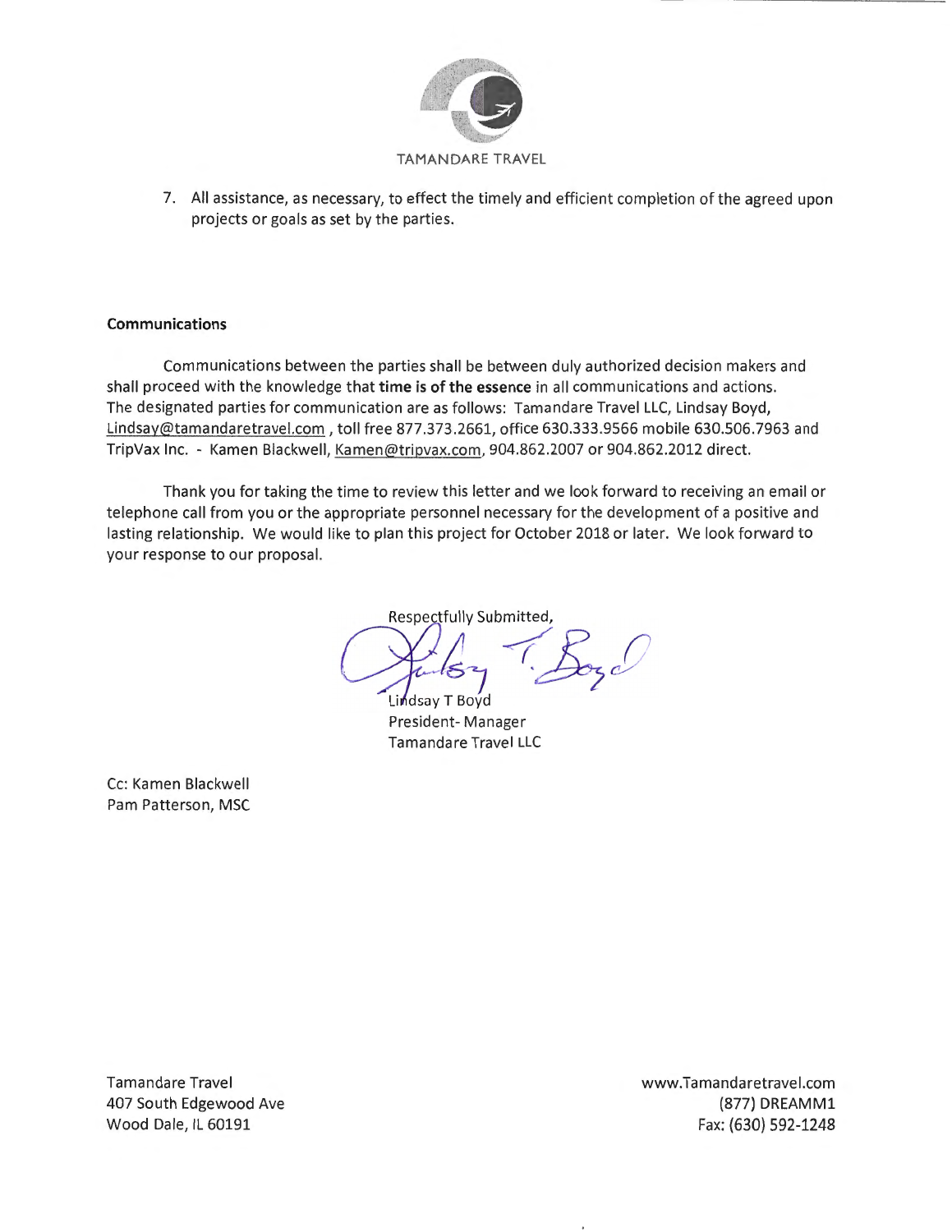TAMANDARE TRAVEL

7. All assistance, as necessary, to effect the timely and efficient completion of the agreed upon projects or goals as set by the parties.

**Communications**

Communications between the parties shall be between duly authorized decision makers and shall proceed with the knowledge that **time is of the essence** in all communications and actions. The designated parties for communication are as follows: Tamandare Travel LLC, Lindsay Boyd, Lindsay@tamandaretravel.com , toll free 877.373.2661, office 630.333.9566 mobile 630.506.7963 and TripVax Inc. - Kamen Blackwell, Kamen@tripvax.com, 904.862.2007 or 904.862.2012 direct.

Thank you for taking the time to review this letter and we look forward to receiving an email or telephone call from you or the appropriate personnel necessary for the development of a positive and lasting relationship. We would like to plan this project for October 2018 or later. We look forward to your response to our proposal.

Respectfully Submitted,

Lindsay T Boyd
President- Manager
Tamandare Travel LLC

Cc: Kamen Blackwell
Pam Patterson, MSC

Tamandare Travel
407 South Edgewood Ave
Wood Dale, IL 60191

www.Tamandaretravel.com
(877) DREAMM1
Fax: (630) 592-1248